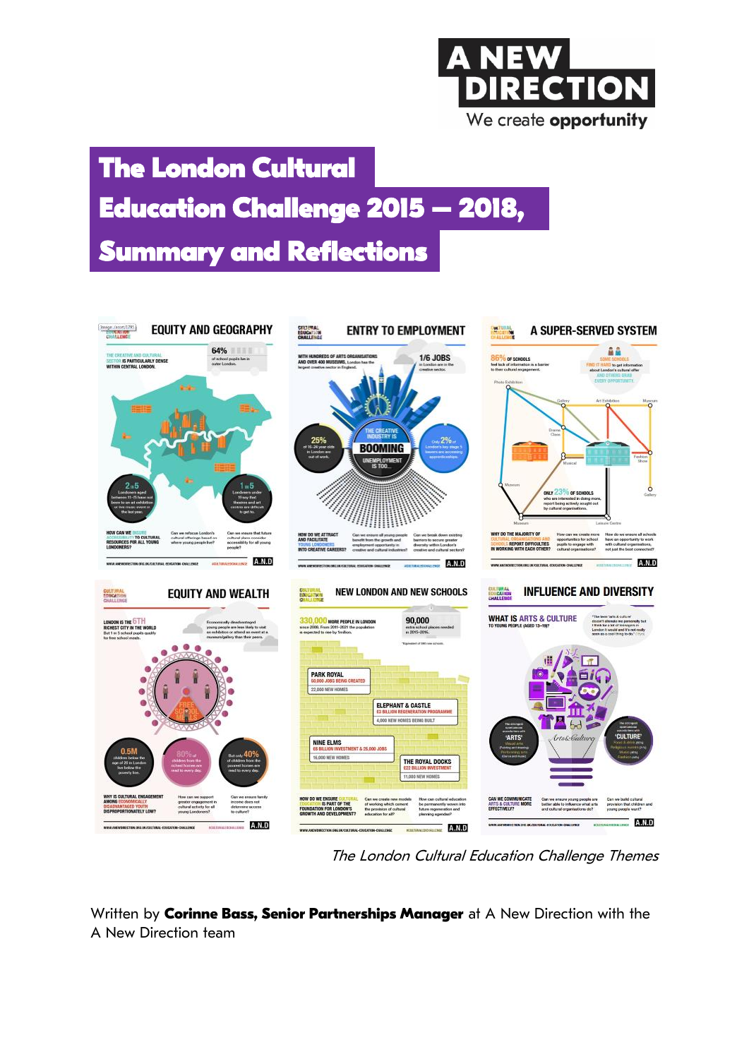A NEW DIRECTION
We create **opportunity**

# The London Cultural Education Challenge 2015 – 2018, Summary and Reflections

*The London Cultural Education Challenge Themes*

Written by **Corinne Bass, Senior Partnerships Manager** at A New Direction with the A New Direction team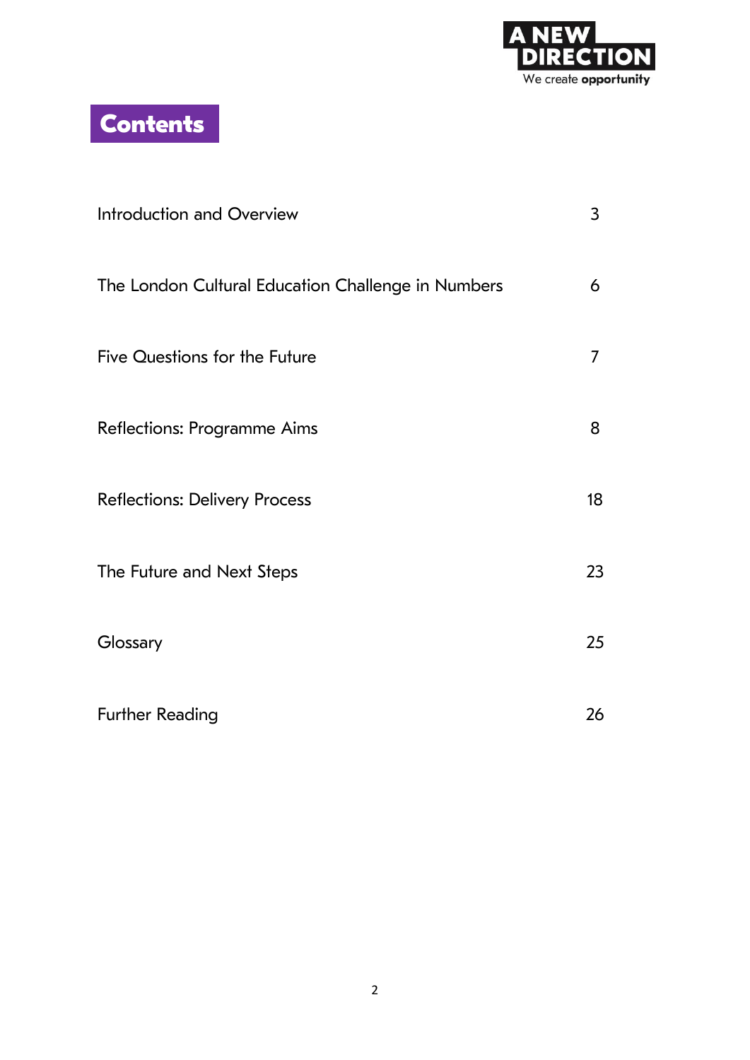# Contents

| | |
|---|---|
| Introduction and Overview | 3 |
| The London Cultural Education Challenge in Numbers | 6 |
| Five Questions for the Future | 7 |
| Reflections: Programme Aims | 8 |
| Reflections: Delivery Process | 18 |
| The Future and Next Steps | 23 |
| Glossary | 25 |
| Further Reading | 26 |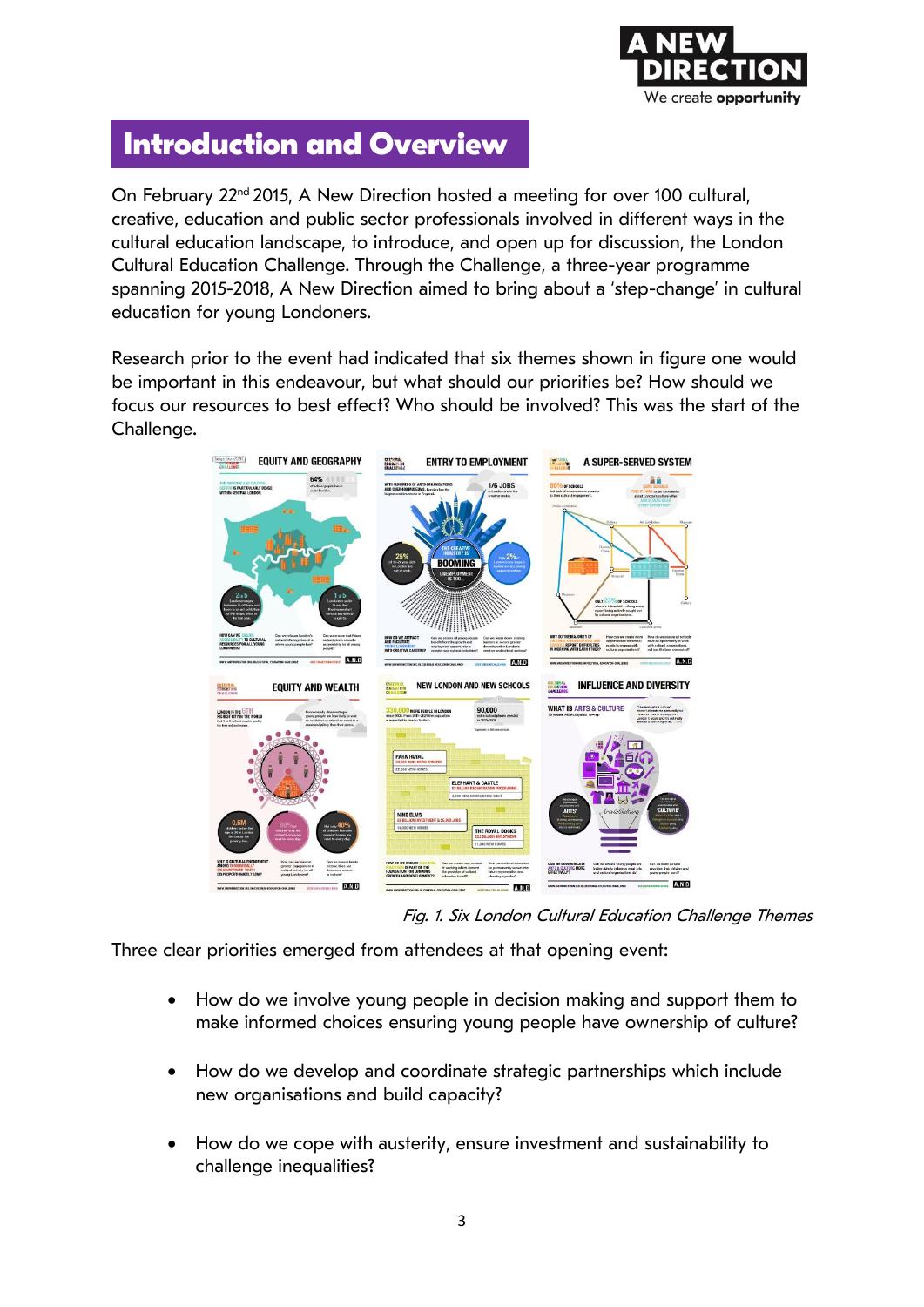# Introduction and Overview

On February 22nd 2015, A New Direction hosted a meeting for over 100 cultural, creative, education and public sector professionals involved in different ways in the cultural education landscape, to introduce, and open up for discussion, the London Cultural Education Challenge. Through the Challenge, a three-year programme spanning 2015-2018, A New Direction aimed to bring about a 'step-change' in cultural education for young Londoners.

Research prior to the event had indicated that six themes shown in figure one would be important in this endeavour, but what should our priorities be? How should we focus our resources to best effect? Who should be involved? This was the start of the Challenge.

*Fig. 1. Six London Cultural Education Challenge Themes*

Three clear priorities emerged from attendees at that opening event:

- How do we involve young people in decision making and support them to make informed choices ensuring young people have ownership of culture?
- How do we develop and coordinate strategic partnerships which include new organisations and build capacity?
- How do we cope with austerity, ensure investment and sustainability to challenge inequalities?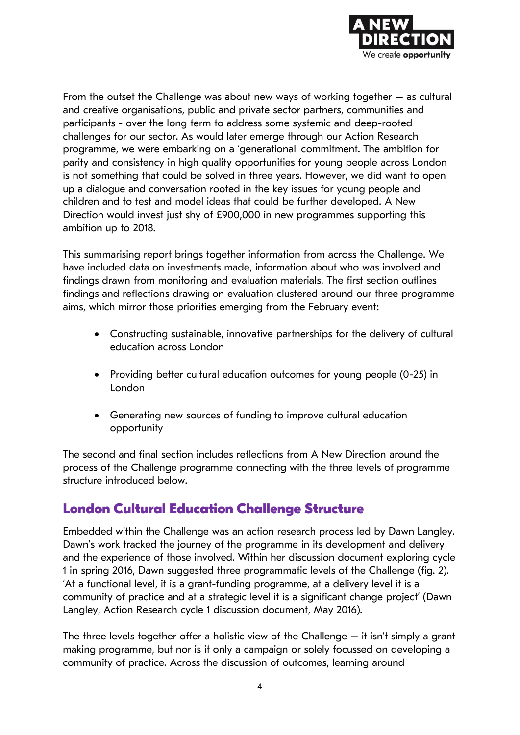From the outset the Challenge was about new ways of working together – as cultural and creative organisations, public and private sector partners, communities and participants - over the long term to address some systemic and deep-rooted challenges for our sector. As would later emerge through our Action Research programme, we were embarking on a 'generational' commitment. The ambition for parity and consistency in high quality opportunities for young people across London is not something that could be solved in three years. However, we did want to open up a dialogue and conversation rooted in the key issues for young people and children and to test and model ideas that could be further developed. A New Direction would invest just shy of £900,000 in new programmes supporting this ambition up to 2018.

This summarising report brings together information from across the Challenge. We have included data on investments made, information about who was involved and findings drawn from monitoring and evaluation materials. The first section outlines findings and reflections drawing on evaluation clustered around our three programme aims, which mirror those priorities emerging from the February event:

- Constructing sustainable, innovative partnerships for the delivery of cultural education across London
- Providing better cultural education outcomes for young people (0-25) in London
- Generating new sources of funding to improve cultural education opportunity

The second and final section includes reflections from A New Direction around the process of the Challenge programme connecting with the three levels of programme structure introduced below.

## London Cultural Education Challenge Structure

Embedded within the Challenge was an action research process led by Dawn Langley. Dawn's work tracked the journey of the programme in its development and delivery and the experience of those involved. Within her discussion document exploring cycle 1 in spring 2016, Dawn suggested three programmatic levels of the Challenge (fig. 2). 'At a functional level, it is a grant-funding programme, at a delivery level it is a community of practice and at a strategic level it is a significant change project' (Dawn Langley, Action Research cycle 1 discussion document, May 2016).

The three levels together offer a holistic view of the Challenge – it isn't simply a grant making programme, but nor is it only a campaign or solely focussed on developing a community of practice. Across the discussion of outcomes, learning around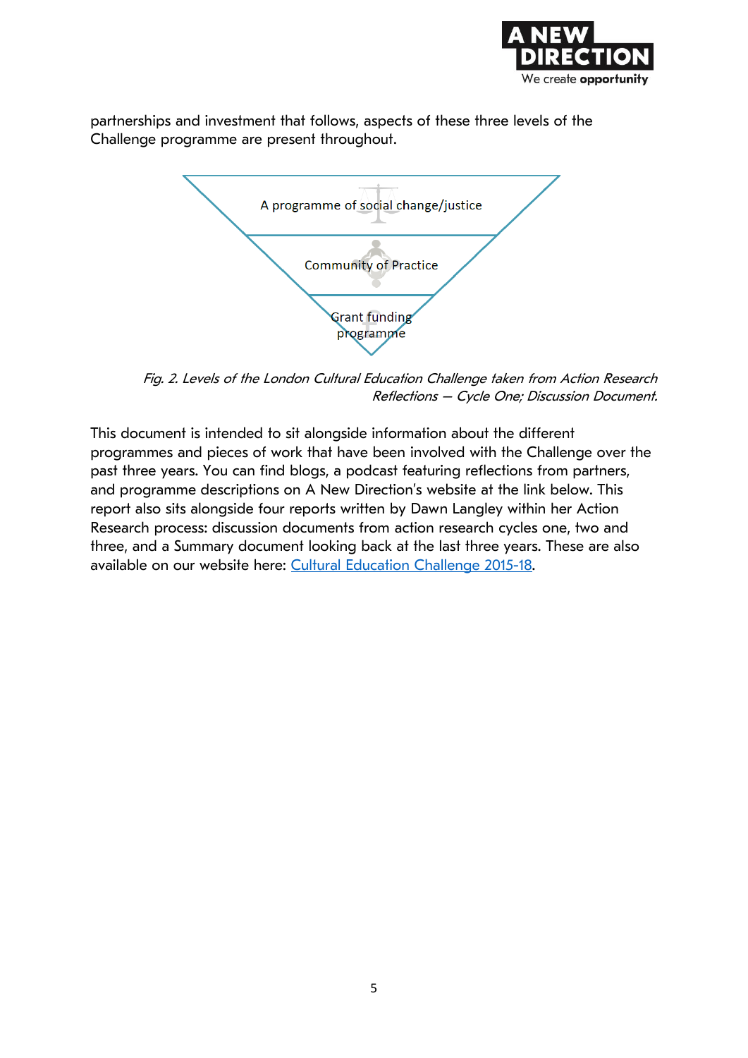partnerships and investment that follows, aspects of these three levels of the Challenge programme are present throughout.

A programme of social change/justice

Community of Practice

Grant funding programme

*Fig. 2. Levels of the London Cultural Education Challenge taken from Action Research Reflections – Cycle One; Discussion Document.*

This document is intended to sit alongside information about the different programmes and pieces of work that have been involved with the Challenge over the past three years. You can find blogs, a podcast featuring reflections from partners, and programme descriptions on A New Direction's website at the link below. This report also sits alongside four reports written by Dawn Langley within her Action Research process: discussion documents from action research cycles one, two and three, and a Summary document looking back at the last three years. These are also available on our website here: Cultural Education Challenge 2015-18.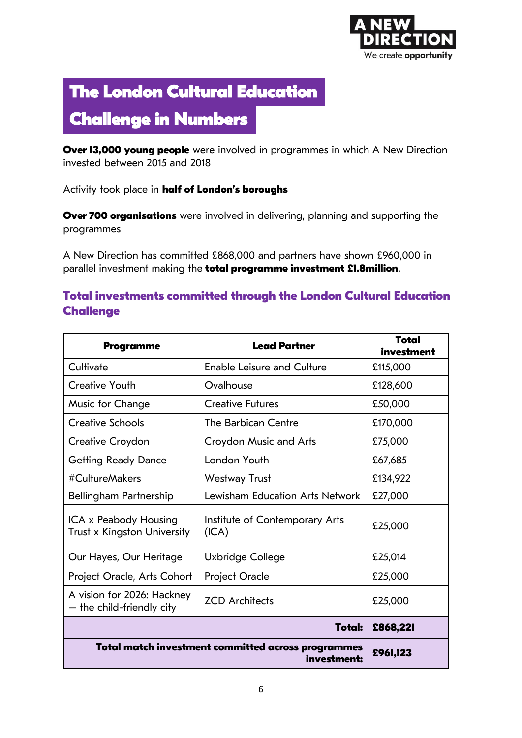# The London Cultural Education Challenge in Numbers

**Over 13,000 young people** were involved in programmes in which A New Direction invested between 2015 and 2018

Activity took place in **half of London's boroughs**

**Over 700 organisations** were involved in delivering, planning and supporting the programmes

A New Direction has committed £868,000 and partners have shown £960,000 in parallel investment making the **total programme investment £1.8million**.

## Total investments committed through the London Cultural Education Challenge

| Programme | Lead Partner | Total investment |
|---|---|---|
| Cultivate | Enable Leisure and Culture | £115,000 |
| Creative Youth | Ovalhouse | £128,600 |
| Music for Change | Creative Futures | £50,000 |
| Creative Schools | The Barbican Centre | £170,000 |
| Creative Croydon | Croydon Music and Arts | £75,000 |
| Getting Ready Dance | London Youth | £67,685 |
| #CultureMakers | Westway Trust | £134,922 |
| Bellingham Partnership | Lewisham Education Arts Network | £27,000 |
| ICA x Peabody Housing Trust x Kingston University | Institute of Contemporary Arts (ICA) | £25,000 |
| Our Hayes, Our Heritage | Uxbridge College | £25,014 |
| Project Oracle, Arts Cohort | Project Oracle | £25,000 |
| A vision for 2026: Hackney – the child-friendly city | ZCD Architects | £25,000 |
| | **Total:** | **£868,221** |
| | **Total match investment committed across programmes investment:** | **£961,123** |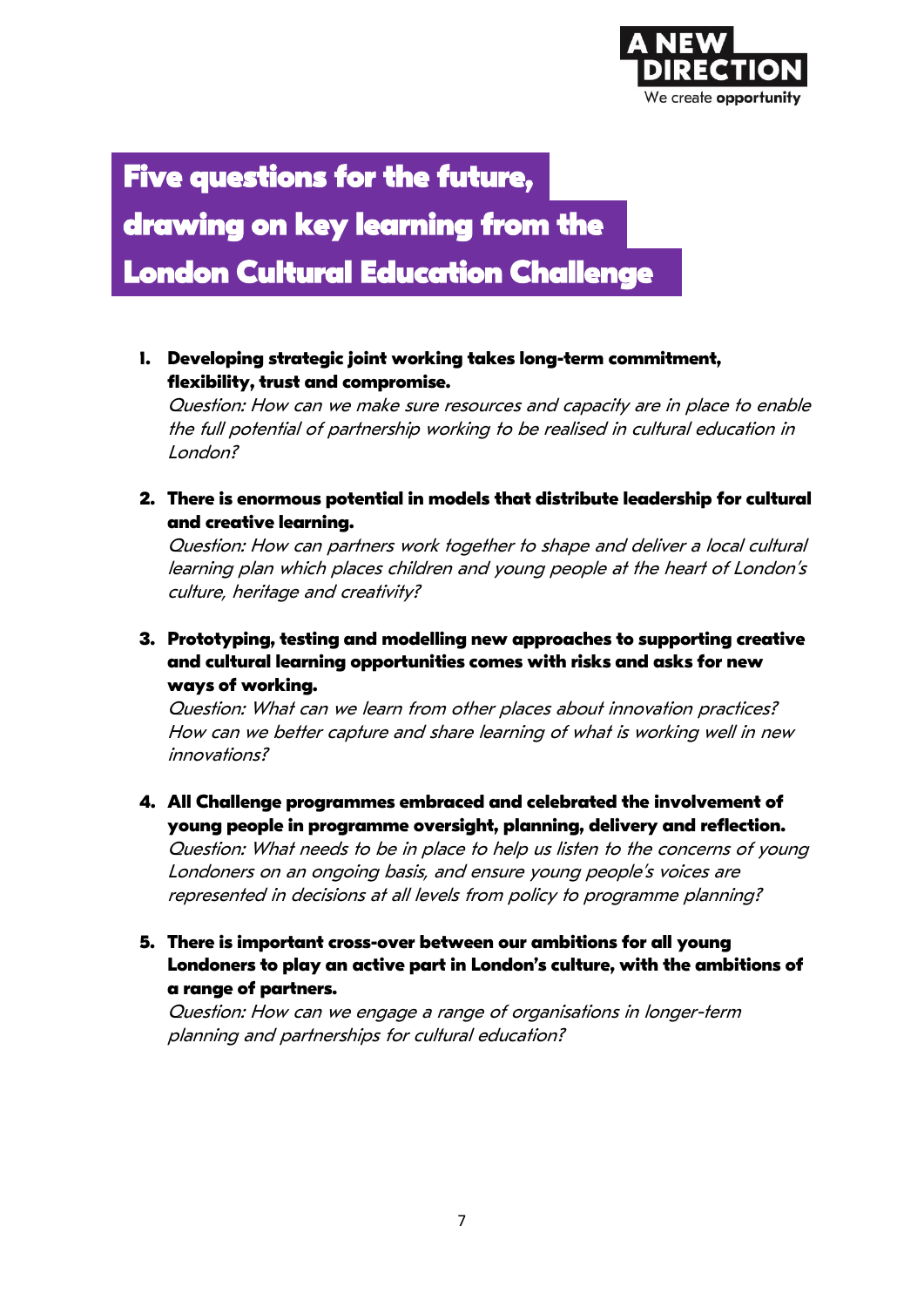# Five questions for the future, drawing on key learning from the London Cultural Education Challenge

1. **Developing strategic joint working takes long-term commitment, flexibility, trust and compromise.**
   *Question: How can we make sure resources and capacity are in place to enable the full potential of partnership working to be realised in cultural education in London?*

2. **There is enormous potential in models that distribute leadership for cultural and creative learning.**
   *Question: How can partners work together to shape and deliver a local cultural learning plan which places children and young people at the heart of London's culture, heritage and creativity?*

3. **Prototyping, testing and modelling new approaches to supporting creative and cultural learning opportunities comes with risks and asks for new ways of working.**
   *Question: What can we learn from other places about innovation practices? How can we better capture and share learning of what is working well in new innovations?*

4. **All Challenge programmes embraced and celebrated the involvement of young people in programme oversight, planning, delivery and reflection.**
   *Question: What needs to be in place to help us listen to the concerns of young Londoners on an ongoing basis, and ensure young people's voices are represented in decisions at all levels from policy to programme planning?*

5. **There is important cross-over between our ambitions for all young Londoners to play an active part in London's culture, with the ambitions of a range of partners.**
   *Question: How can we engage a range of organisations in longer-term planning and partnerships for cultural education?*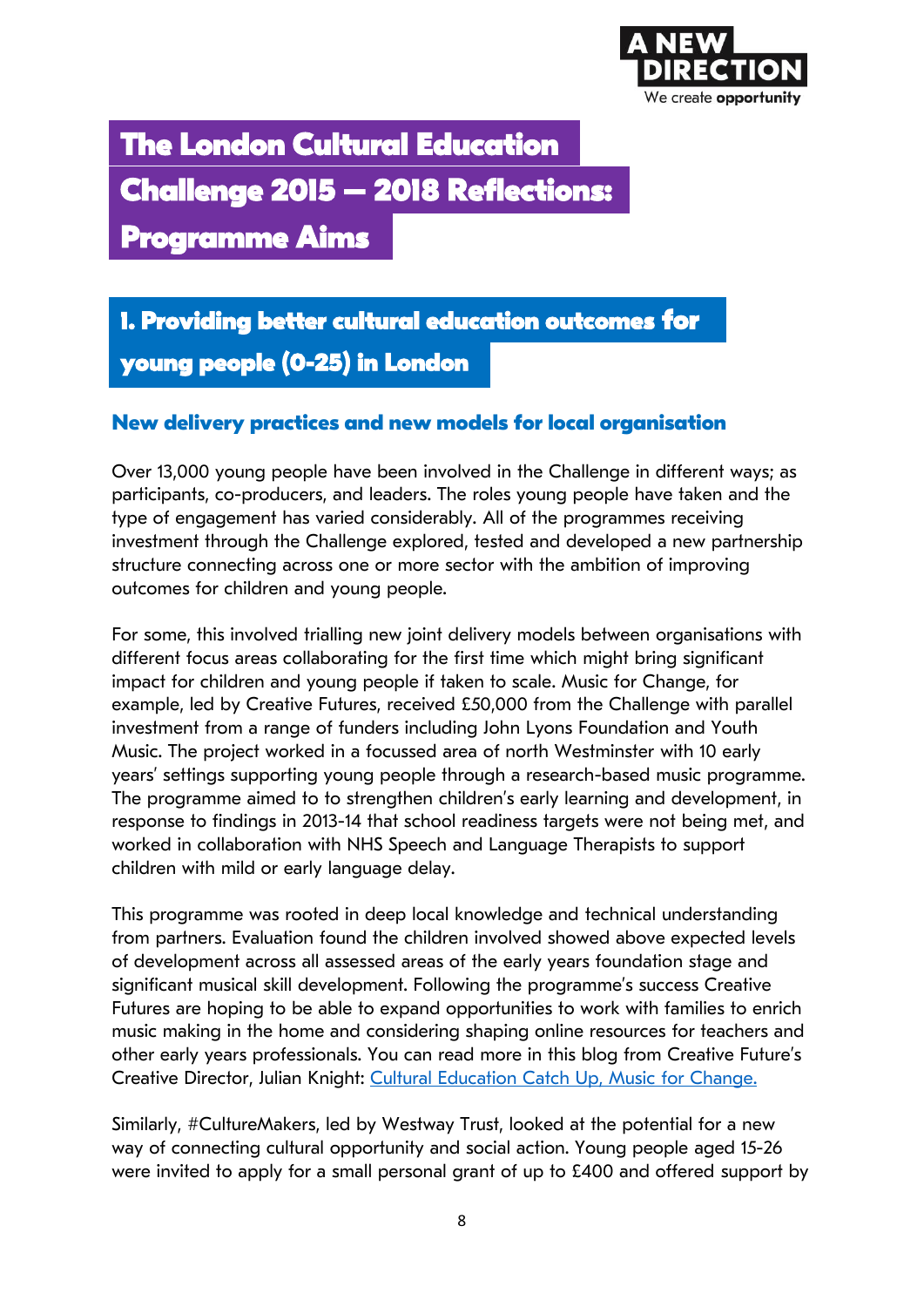# The London Cultural Education Challenge 2015 – 2018 Reflections: Programme Aims

## 1. Providing better cultural education outcomes for young people (0-25) in London

### New delivery practices and new models for local organisation

Over 13,000 young people have been involved in the Challenge in different ways; as participants, co-producers, and leaders. The roles young people have taken and the type of engagement has varied considerably. All of the programmes receiving investment through the Challenge explored, tested and developed a new partnership structure connecting across one or more sector with the ambition of improving outcomes for children and young people.

For some, this involved trialling new joint delivery models between organisations with different focus areas collaborating for the first time which might bring significant impact for children and young people if taken to scale. Music for Change, for example, led by Creative Futures, received £50,000 from the Challenge with parallel investment from a range of funders including John Lyons Foundation and Youth Music. The project worked in a focussed area of north Westminster with 10 early years' settings supporting young people through a research-based music programme. The programme aimed to to strengthen children's early learning and development, in response to findings in 2013-14 that school readiness targets were not being met, and worked in collaboration with NHS Speech and Language Therapists to support children with mild or early language delay.

This programme was rooted in deep local knowledge and technical understanding from partners. Evaluation found the children involved showed above expected levels of development across all assessed areas of the early years foundation stage and significant musical skill development. Following the programme's success Creative Futures are hoping to be able to expand opportunities to work with families to enrich music making in the home and considering shaping online resources for teachers and other early years professionals. You can read more in this blog from Creative Future's Creative Director, Julian Knight: [Cultural Education Catch Up, Music for Change.]()

Similarly, #CultureMakers, led by Westway Trust, looked at the potential for a new way of connecting cultural opportunity and social action. Young people aged 15-26 were invited to apply for a small personal grant of up to £400 and offered support by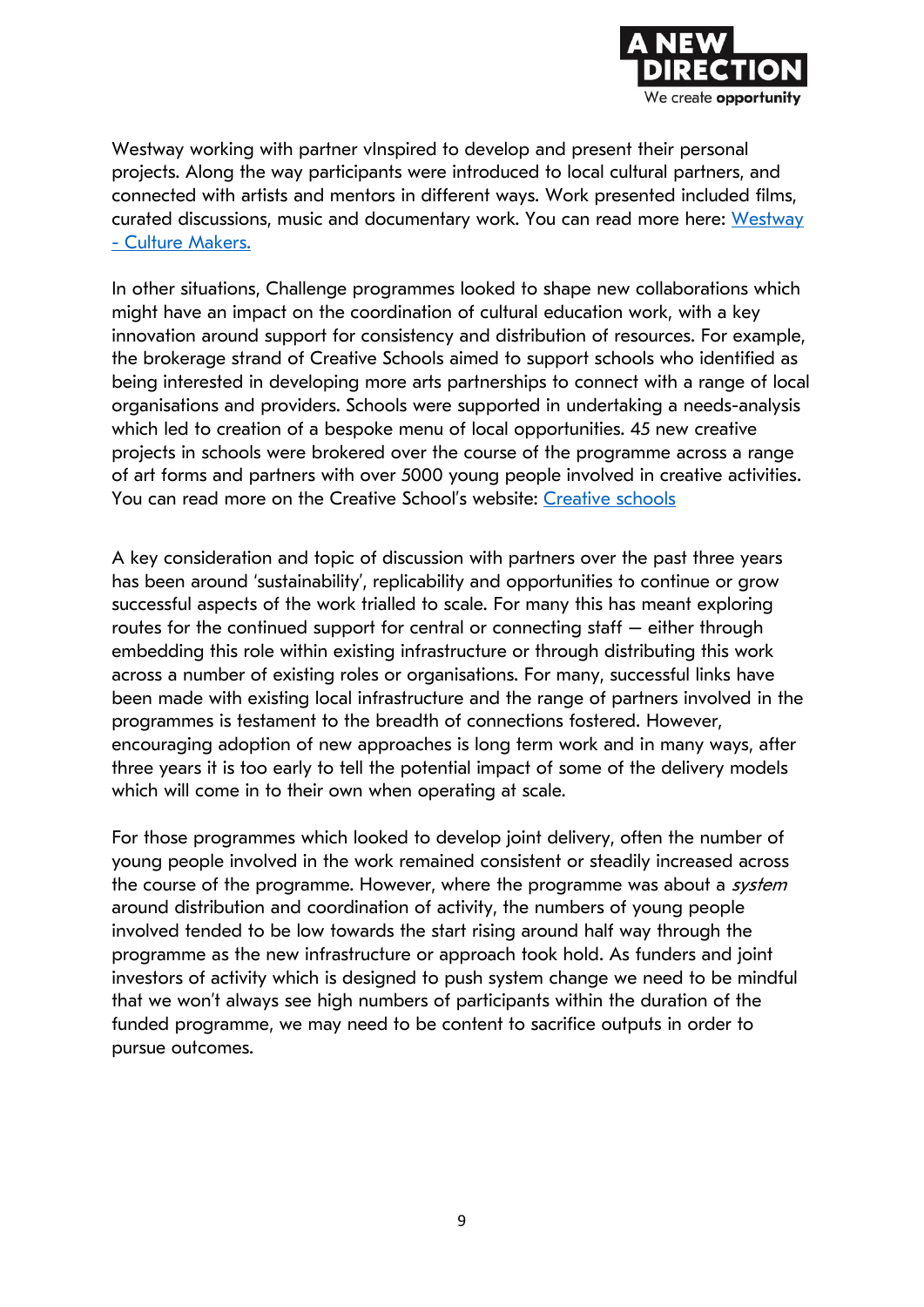Westway working with partner vInspired to develop and present their personal projects. Along the way participants were introduced to local cultural partners, and connected with artists and mentors in different ways. Work presented included films, curated discussions, music and documentary work. You can read more here: [Westway - Culture Makers.]()

In other situations, Challenge programmes looked to shape new collaborations which might have an impact on the coordination of cultural education work, with a key innovation around support for consistency and distribution of resources. For example, the brokerage strand of Creative Schools aimed to support schools who identified as being interested in developing more arts partnerships to connect with a range of local organisations and providers. Schools were supported in undertaking a needs-analysis which led to creation of a bespoke menu of local opportunities. 45 new creative projects in schools were brokered over the course of the programme across a range of art forms and partners with over 5000 young people involved in creative activities. You can read more on the Creative School's website: [Creative schools]()

A key consideration and topic of discussion with partners over the past three years has been around 'sustainability', replicability and opportunities to continue or grow successful aspects of the work trialled to scale. For many this has meant exploring routes for the continued support for central or connecting staff – either through embedding this role within existing infrastructure or through distributing this work across a number of existing roles or organisations. For many, successful links have been made with existing local infrastructure and the range of partners involved in the programmes is testament to the breadth of connections fostered. However, encouraging adoption of new approaches is long term work and in many ways, after three years it is too early to tell the potential impact of some of the delivery models which will come in to their own when operating at scale.

For those programmes which looked to develop joint delivery, often the number of young people involved in the work remained consistent or steadily increased across the course of the programme. However, where the programme was about a *system* around distribution and coordination of activity, the numbers of young people involved tended to be low towards the start rising around half way through the programme as the new infrastructure or approach took hold. As funders and joint investors of activity which is designed to push system change we need to be mindful that we won't always see high numbers of participants within the duration of the funded programme, we may need to be content to sacrifice outputs in order to pursue outcomes.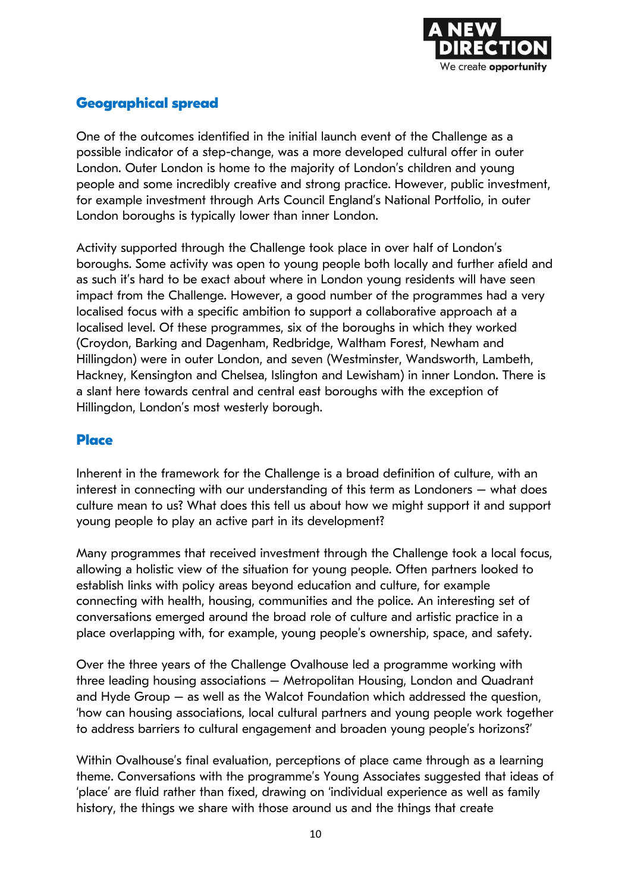## Geographical spread

One of the outcomes identified in the initial launch event of the Challenge as a possible indicator of a step-change, was a more developed cultural offer in outer London. Outer London is home to the majority of London's children and young people and some incredibly creative and strong practice. However, public investment, for example investment through Arts Council England's National Portfolio, in outer London boroughs is typically lower than inner London.

Activity supported through the Challenge took place in over half of London's boroughs. Some activity was open to young people both locally and further afield and as such it's hard to be exact about where in London young residents will have seen impact from the Challenge. However, a good number of the programmes had a very localised focus with a specific ambition to support a collaborative approach at a localised level. Of these programmes, six of the boroughs in which they worked (Croydon, Barking and Dagenham, Redbridge, Waltham Forest, Newham and Hillingdon) were in outer London, and seven (Westminster, Wandsworth, Lambeth, Hackney, Kensington and Chelsea, Islington and Lewisham) in inner London. There is a slant here towards central and central east boroughs with the exception of Hillingdon, London's most westerly borough.

## Place

Inherent in the framework for the Challenge is a broad definition of culture, with an interest in connecting with our understanding of this term as Londoners – what does culture mean to us? What does this tell us about how we might support it and support young people to play an active part in its development?

Many programmes that received investment through the Challenge took a local focus, allowing a holistic view of the situation for young people. Often partners looked to establish links with policy areas beyond education and culture, for example connecting with health, housing, communities and the police. An interesting set of conversations emerged around the broad role of culture and artistic practice in a place overlapping with, for example, young people's ownership, space, and safety.

Over the three years of the Challenge Ovalhouse led a programme working with three leading housing associations – Metropolitan Housing, London and Quadrant and Hyde Group – as well as the Walcot Foundation which addressed the question, 'how can housing associations, local cultural partners and young people work together to address barriers to cultural engagement and broaden young people's horizons?'

Within Ovalhouse's final evaluation, perceptions of place came through as a learning theme. Conversations with the programme's Young Associates suggested that ideas of 'place' are fluid rather than fixed, drawing on 'individual experience as well as family history, the things we share with those around us and the things that create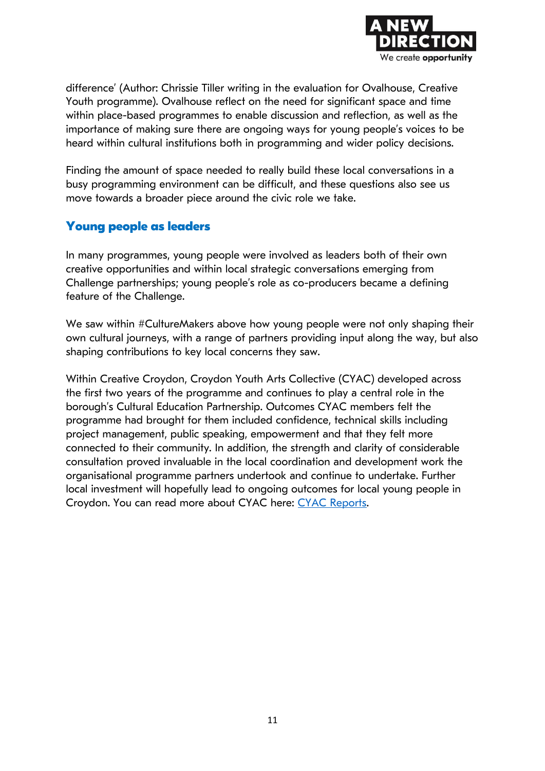difference' (Author: Chrissie Tiller writing in the evaluation for Ovalhouse, Creative Youth programme). Ovalhouse reflect on the need for significant space and time within place-based programmes to enable discussion and reflection, as well as the importance of making sure there are ongoing ways for young people's voices to be heard within cultural institutions both in programming and wider policy decisions.

Finding the amount of space needed to really build these local conversations in a busy programming environment can be difficult, and these questions also see us move towards a broader piece around the civic role we take.

## Young people as leaders

In many programmes, young people were involved as leaders both of their own creative opportunities and within local strategic conversations emerging from Challenge partnerships; young people's role as co-producers became a defining feature of the Challenge.

We saw within #CultureMakers above how young people were not only shaping their own cultural journeys, with a range of partners providing input along the way, but also shaping contributions to key local concerns they saw.

Within Creative Croydon, Croydon Youth Arts Collective (CYAC) developed across the first two years of the programme and continues to play a central role in the borough's Cultural Education Partnership. Outcomes CYAC members felt the programme had brought for them included confidence, technical skills including project management, public speaking, empowerment and that they felt more connected to their community. In addition, the strength and clarity of considerable consultation proved invaluable in the local coordination and development work the organisational programme partners undertook and continue to undertake. Further local investment will hopefully lead to ongoing outcomes for local young people in Croydon. You can read more about CYAC here: CYAC Reports.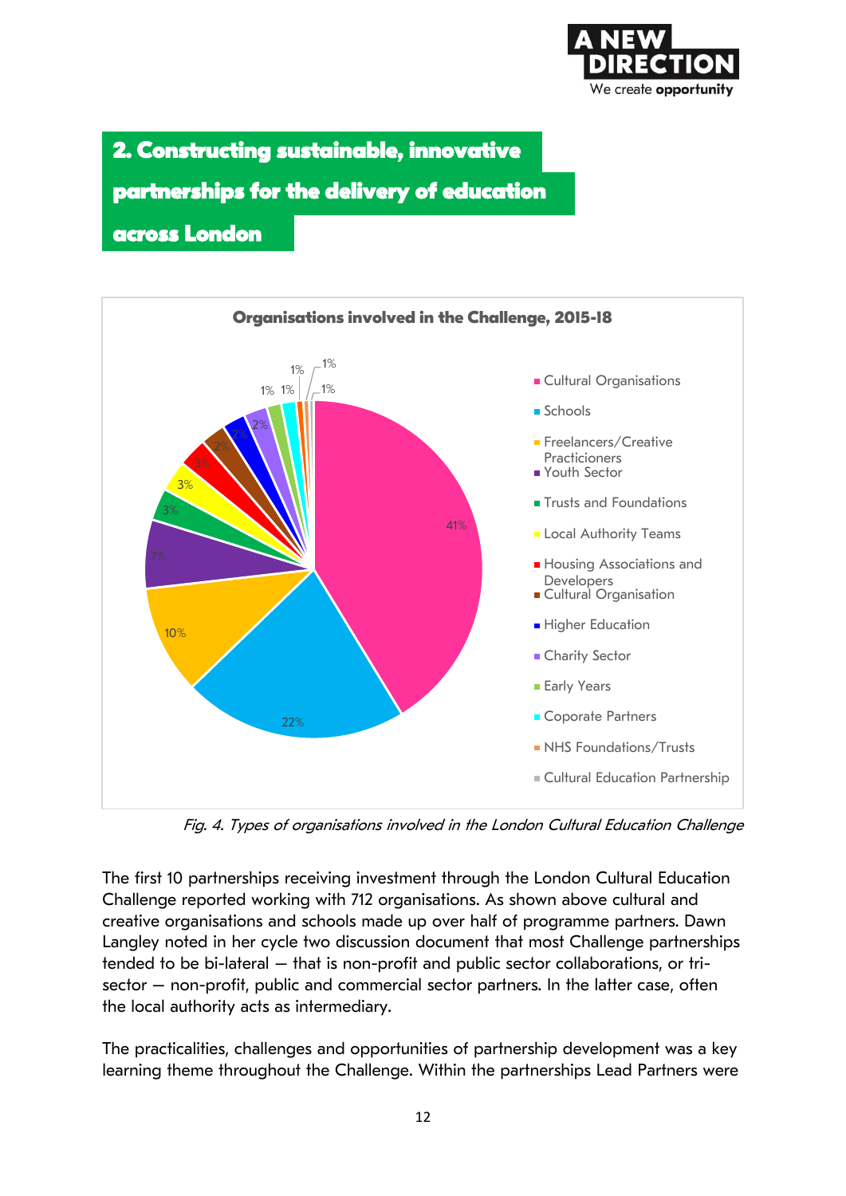## 2. Constructing sustainable, innovative partnerships for the delivery of education across London

**Organisations involved in the Challenge, 2015-18**

| Organisation type | Share |
| --- | --- |
| Cultural Organisations | 41% |
| Schools | 22% |
| Freelancers/Creative Practicioners | 10% |
| Youth Sector | 7% |
| Trusts and Foundations | 3% |
| Local Authority Teams | 3% |
| Housing Associations and Developers | 3% |
| Cultural Organisation | 2% |
| Higher Education | 2% |
| Charity Sector | 2% |
| Early Years | 1% |
| Coporate Partners | 1% |
| NHS Foundations/Trusts | 1% |
| Cultural Education Partnership | 1% |

*Fig. 4. Types of organisations involved in the London Cultural Education Challenge*

The first 10 partnerships receiving investment through the London Cultural Education Challenge reported working with 712 organisations. As shown above cultural and creative organisations and schools made up over half of programme partners. Dawn Langley noted in her cycle two discussion document that most Challenge partnerships tended to be bi-lateral – that is non-profit and public sector collaborations, or tri-sector – non-profit, public and commercial sector partners. In the latter case, often the local authority acts as intermediary.

The practicalities, challenges and opportunities of partnership development was a key learning theme throughout the Challenge. Within the partnerships Lead Partners were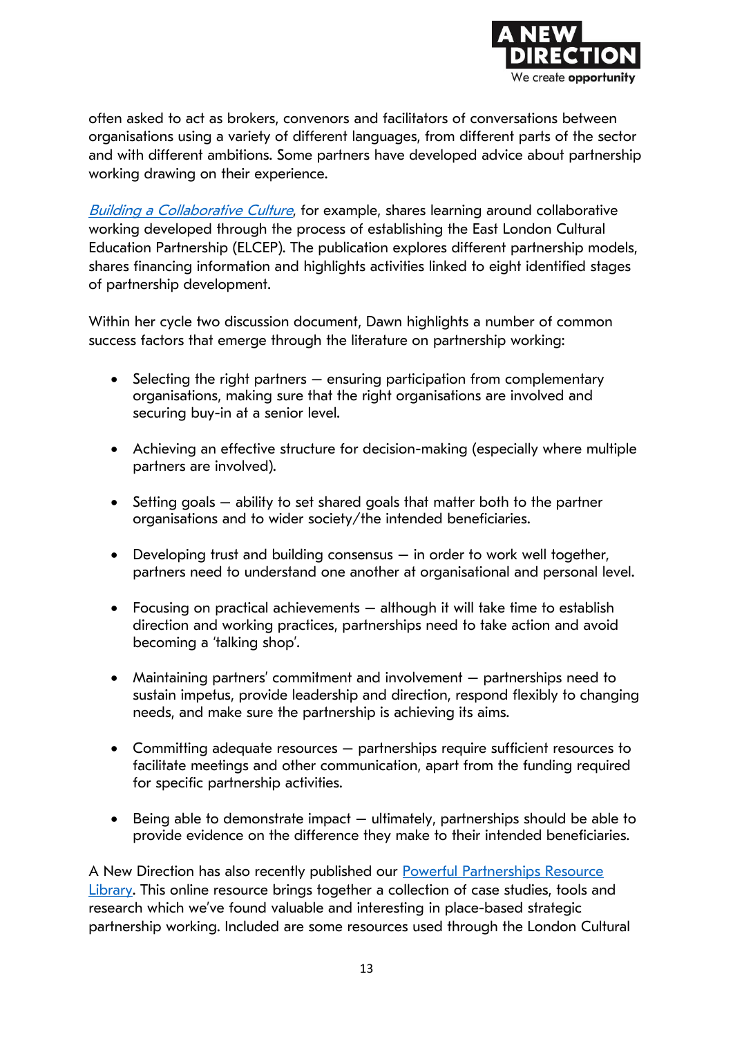often asked to act as brokers, convenors and facilitators of conversations between organisations using a variety of different languages, from different parts of the sector and with different ambitions. Some partners have developed advice about partnership working drawing on their experience.

*Building a Collaborative Culture*, for example, shares learning around collaborative working developed through the process of establishing the East London Cultural Education Partnership (ELCEP). The publication explores different partnership models, shares financing information and highlights activities linked to eight identified stages of partnership development.

Within her cycle two discussion document, Dawn highlights a number of common success factors that emerge through the literature on partnership working:

- Selecting the right partners – ensuring participation from complementary organisations, making sure that the right organisations are involved and securing buy-in at a senior level.
- Achieving an effective structure for decision-making (especially where multiple partners are involved).
- Setting goals – ability to set shared goals that matter both to the partner organisations and to wider society/the intended beneficiaries.
- Developing trust and building consensus – in order to work well together, partners need to understand one another at organisational and personal level.
- Focusing on practical achievements – although it will take time to establish direction and working practices, partnerships need to take action and avoid becoming a 'talking shop'.
- Maintaining partners' commitment and involvement – partnerships need to sustain impetus, provide leadership and direction, respond flexibly to changing needs, and make sure the partnership is achieving its aims.
- Committing adequate resources – partnerships require sufficient resources to facilitate meetings and other communication, apart from the funding required for specific partnership activities.
- Being able to demonstrate impact – ultimately, partnerships should be able to provide evidence on the difference they make to their intended beneficiaries.

A New Direction has also recently published our Powerful Partnerships Resource Library. This online resource brings together a collection of case studies, tools and research which we've found valuable and interesting in place-based strategic partnership working. Included are some resources used through the London Cultural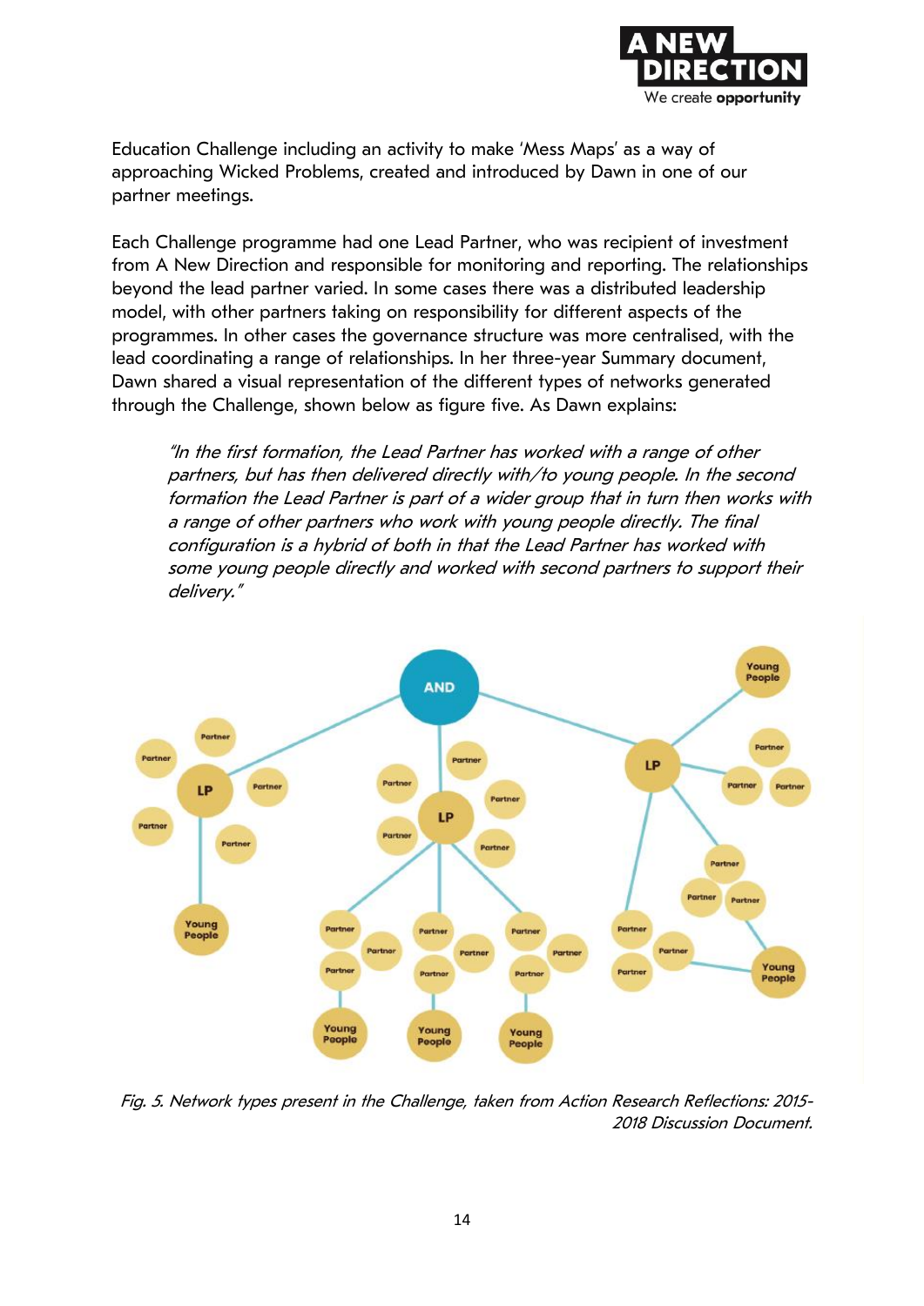Education Challenge including an activity to make 'Mess Maps' as a way of approaching Wicked Problems, created and introduced by Dawn in one of our partner meetings.

Each Challenge programme had one Lead Partner, who was recipient of investment from A New Direction and responsible for monitoring and reporting. The relationships beyond the lead partner varied. In some cases there was a distributed leadership model, with other partners taking on responsibility for different aspects of the programmes. In other cases the governance structure was more centralised, with the lead coordinating a range of relationships. In her three-year Summary document, Dawn shared a visual representation of the different types of networks generated through the Challenge, shown below as figure five. As Dawn explains:

> *"In the first formation, the Lead Partner has worked with a range of other partners, but has then delivered directly with/to young people. In the second formation the Lead Partner is part of a wider group that in turn then works with a range of other partners who work with young people directly. The final configuration is a hybrid of both in that the Lead Partner has worked with some young people directly and worked with second partners to support their delivery."*

*Fig. 5. Network types present in the Challenge, taken from Action Research Reflections: 2015-2018 Discussion Document.*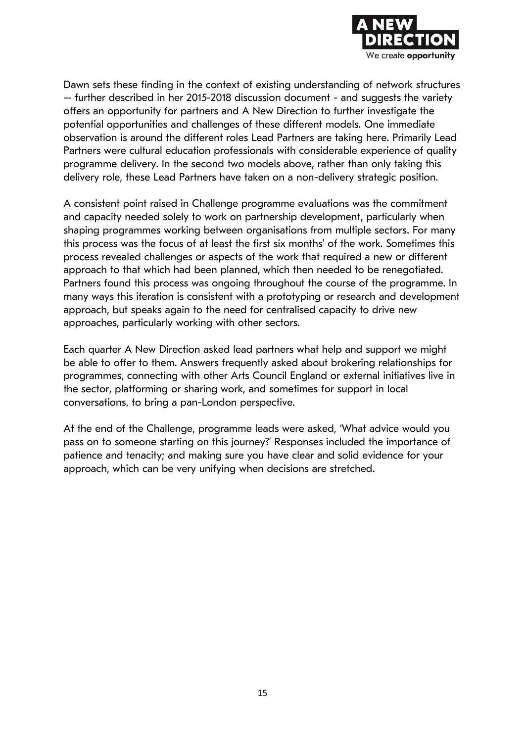Dawn sets these finding in the context of existing understanding of network structures – further described in her 2015-2018 discussion document - and suggests the variety offers an opportunity for partners and A New Direction to further investigate the potential opportunities and challenges of these different models. One immediate observation is around the different roles Lead Partners are taking here. Primarily Lead Partners were cultural education professionals with considerable experience of quality programme delivery. In the second two models above, rather than only taking this delivery role, these Lead Partners have taken on a non-delivery strategic position.

A consistent point raised in Challenge programme evaluations was the commitment and capacity needed solely to work on partnership development, particularly when shaping programmes working between organisations from multiple sectors. For many this process was the focus of at least the first six months' of the work. Sometimes this process revealed challenges or aspects of the work that required a new or different approach to that which had been planned, which then needed to be renegotiated. Partners found this process was ongoing throughout the course of the programme. In many ways this iteration is consistent with a prototyping or research and development approach, but speaks again to the need for centralised capacity to drive new approaches, particularly working with other sectors.

Each quarter A New Direction asked lead partners what help and support we might be able to offer to them. Answers frequently asked about brokering relationships for programmes, connecting with other Arts Council England or external initiatives live in the sector, platforming or sharing work, and sometimes for support in local conversations, to bring a pan-London perspective.

At the end of the Challenge, programme leads were asked, 'What advice would you pass on to someone starting on this journey?' Responses included the importance of patience and tenacity; and making sure you have clear and solid evidence for your approach, which can be very unifying when decisions are stretched.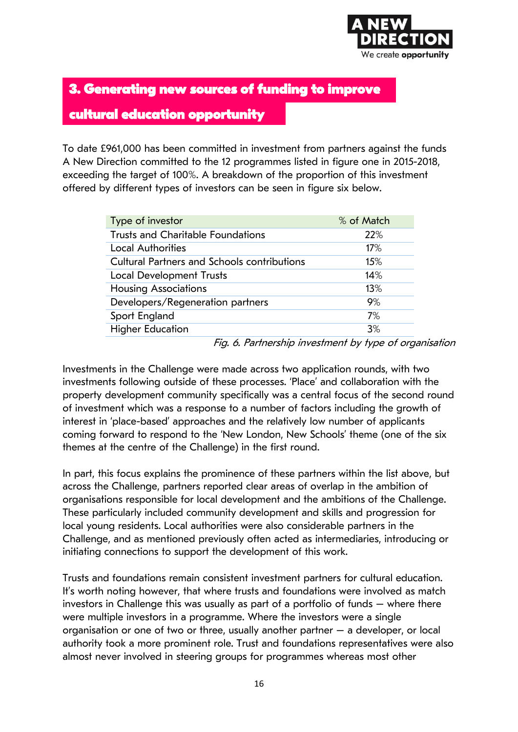## 3. Generating new sources of funding to improve cultural education opportunity

To date £961,000 has been committed in investment from partners against the funds A New Direction committed to the 12 programmes listed in figure one in 2015-2018, exceeding the target of 100%. A breakdown of the proportion of this investment offered by different types of investors can be seen in figure six below.

| Type of investor | % of Match |
|---|---|
| Trusts and Charitable Foundations | 22% |
| Local Authorities | 17% |
| Cultural Partners and Schools contributions | 15% |
| Local Development Trusts | 14% |
| Housing Associations | 13% |
| Developers/Regeneration partners | 9% |
| Sport England | 7% |
| Higher Education | 3% |

*Fig. 6. Partnership investment by type of organisation*

Investments in the Challenge were made across two application rounds, with two investments following outside of these processes. 'Place' and collaboration with the property development community specifically was a central focus of the second round of investment which was a response to a number of factors including the growth of interest in 'place-based' approaches and the relatively low number of applicants coming forward to respond to the 'New London, New Schools' theme (one of the six themes at the centre of the Challenge) in the first round.

In part, this focus explains the prominence of these partners within the list above, but across the Challenge, partners reported clear areas of overlap in the ambition of organisations responsible for local development and the ambitions of the Challenge. These particularly included community development and skills and progression for local young residents. Local authorities were also considerable partners in the Challenge, and as mentioned previously often acted as intermediaries, introducing or initiating connections to support the development of this work.

Trusts and foundations remain consistent investment partners for cultural education. It's worth noting however, that where trusts and foundations were involved as match investors in Challenge this was usually as part of a portfolio of funds – where there were multiple investors in a programme. Where the investors were a single organisation or one of two or three, usually another partner – a developer, or local authority took a more prominent role. Trust and foundations representatives were also almost never involved in steering groups for programmes whereas most other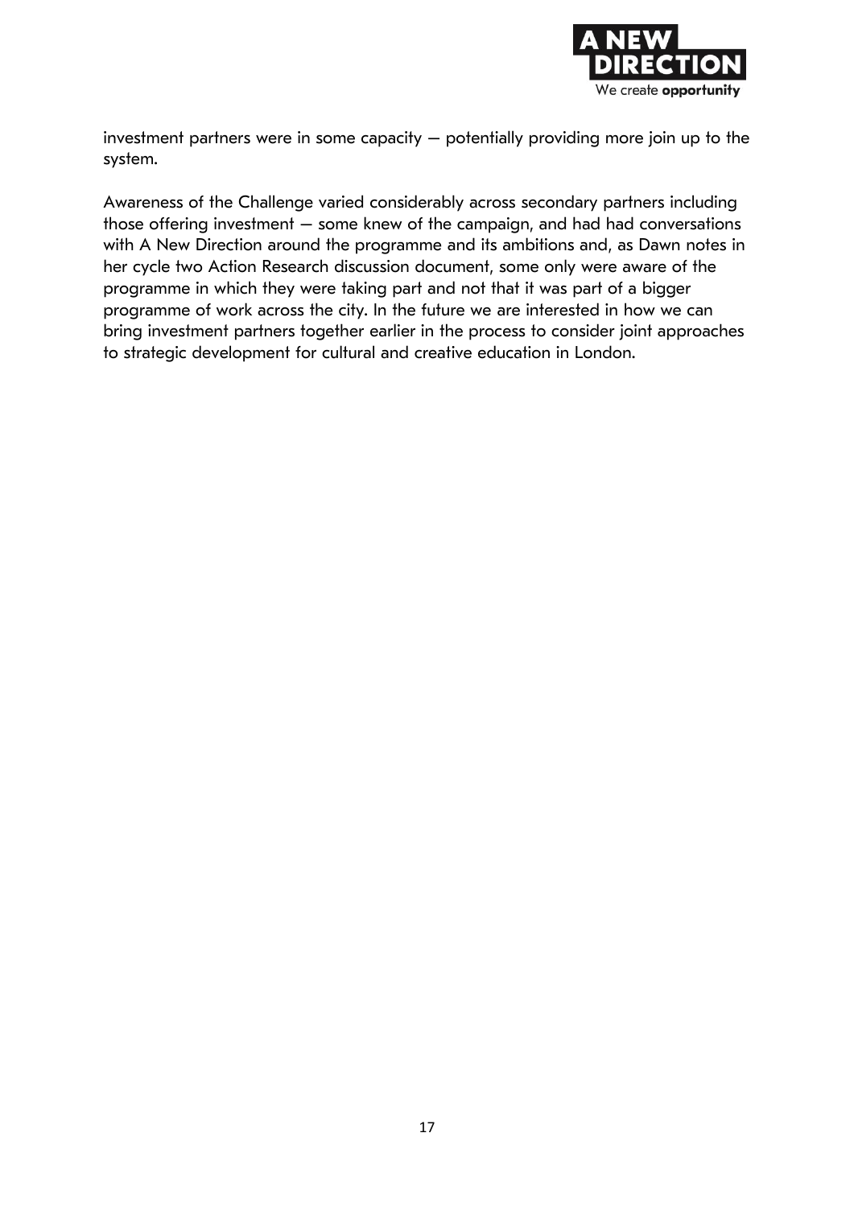investment partners were in some capacity – potentially providing more join up to the system.

Awareness of the Challenge varied considerably across secondary partners including those offering investment – some knew of the campaign, and had had conversations with A New Direction around the programme and its ambitions and, as Dawn notes in her cycle two Action Research discussion document, some only were aware of the programme in which they were taking part and not that it was part of a bigger programme of work across the city. In the future we are interested in how we can bring investment partners together earlier in the process to consider joint approaches to strategic development for cultural and creative education in London.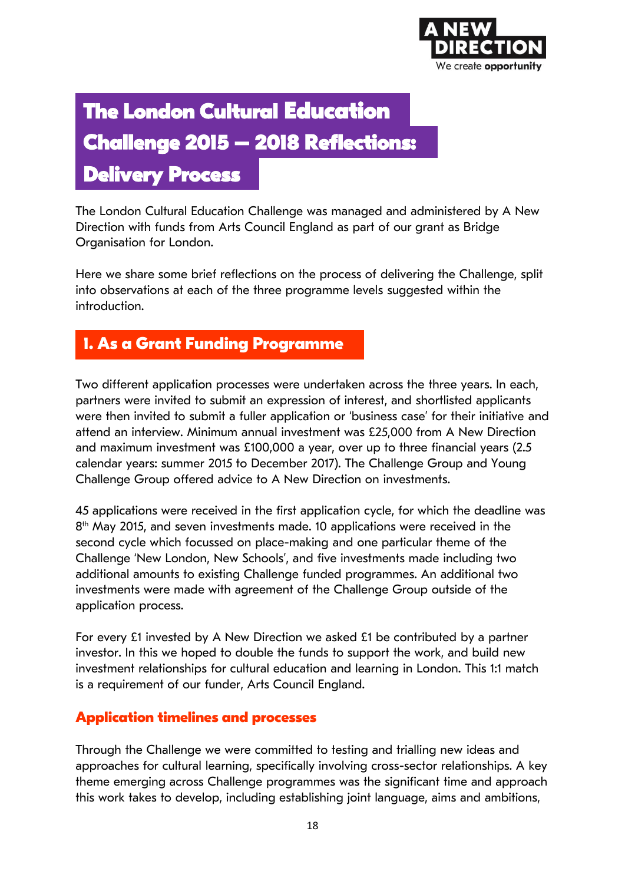# The London Cultural Education Challenge 2015 – 2018 Reflections: Delivery Process

The London Cultural Education Challenge was managed and administered by A New Direction with funds from Arts Council England as part of our grant as Bridge Organisation for London.

Here we share some brief reflections on the process of delivering the Challenge, split into observations at each of the three programme levels suggested within the introduction.

## 1. As a Grant Funding Programme

Two different application processes were undertaken across the three years. In each, partners were invited to submit an expression of interest, and shortlisted applicants were then invited to submit a fuller application or 'business case' for their initiative and attend an interview. Minimum annual investment was £25,000 from A New Direction and maximum investment was £100,000 a year, over up to three financial years (2.5 calendar years: summer 2015 to December 2017). The Challenge Group and Young Challenge Group offered advice to A New Direction on investments.

45 applications were received in the first application cycle, for which the deadline was 8th May 2015, and seven investments made. 10 applications were received in the second cycle which focussed on place-making and one particular theme of the Challenge 'New London, New Schools', and five investments made including two additional amounts to existing Challenge funded programmes. An additional two investments were made with agreement of the Challenge Group outside of the application process.

For every £1 invested by A New Direction we asked £1 be contributed by a partner investor. In this we hoped to double the funds to support the work, and build new investment relationships for cultural education and learning in London. This 1:1 match is a requirement of our funder, Arts Council England.

### Application timelines and processes

Through the Challenge we were committed to testing and trialling new ideas and approaches for cultural learning, specifically involving cross-sector relationships. A key theme emerging across Challenge programmes was the significant time and approach this work takes to develop, including establishing joint language, aims and ambitions,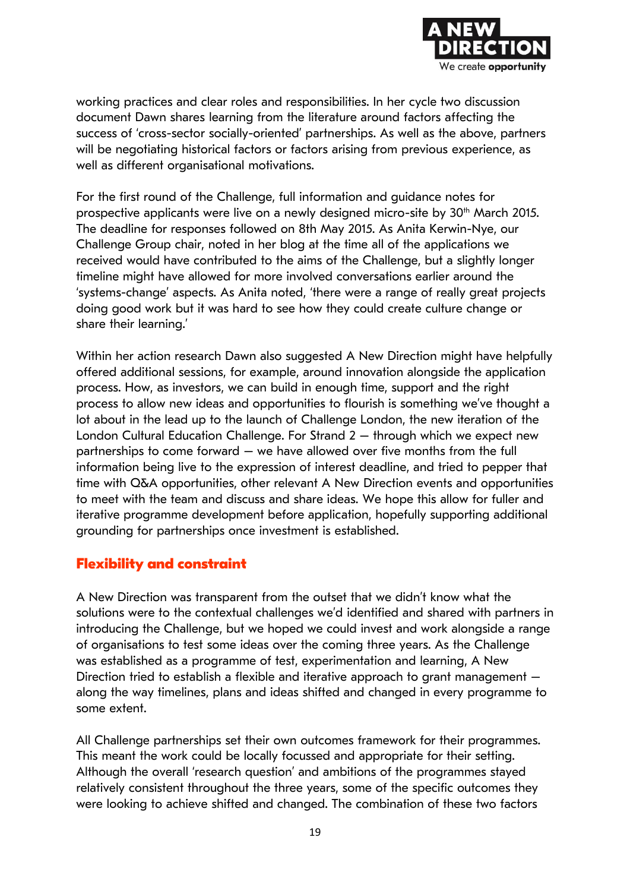working practices and clear roles and responsibilities. In her cycle two discussion document Dawn shares learning from the literature around factors affecting the success of 'cross-sector socially-oriented' partnerships. As well as the above, partners will be negotiating historical factors or factors arising from previous experience, as well as different organisational motivations.

For the first round of the Challenge, full information and guidance notes for prospective applicants were live on a newly designed micro-site by 30th March 2015. The deadline for responses followed on 8th May 2015. As Anita Kerwin-Nye, our Challenge Group chair, noted in her blog at the time all of the applications we received would have contributed to the aims of the Challenge, but a slightly longer timeline might have allowed for more involved conversations earlier around the 'systems-change' aspects. As Anita noted, 'there were a range of really great projects doing good work but it was hard to see how they could create culture change or share their learning.'

Within her action research Dawn also suggested A New Direction might have helpfully offered additional sessions, for example, around innovation alongside the application process. How, as investors, we can build in enough time, support and the right process to allow new ideas and opportunities to flourish is something we've thought a lot about in the lead up to the launch of Challenge London, the new iteration of the London Cultural Education Challenge. For Strand 2 – through which we expect new partnerships to come forward – we have allowed over five months from the full information being live to the expression of interest deadline, and tried to pepper that time with Q&A opportunities, other relevant A New Direction events and opportunities to meet with the team and discuss and share ideas. We hope this allow for fuller and iterative programme development before application, hopefully supporting additional grounding for partnerships once investment is established.

## Flexibility and constraint

A New Direction was transparent from the outset that we didn't know what the solutions were to the contextual challenges we'd identified and shared with partners in introducing the Challenge, but we hoped we could invest and work alongside a range of organisations to test some ideas over the coming three years. As the Challenge was established as a programme of test, experimentation and learning, A New Direction tried to establish a flexible and iterative approach to grant management – along the way timelines, plans and ideas shifted and changed in every programme to some extent.

All Challenge partnerships set their own outcomes framework for their programmes. This meant the work could be locally focussed and appropriate for their setting. Although the overall 'research question' and ambitions of the programmes stayed relatively consistent throughout the three years, some of the specific outcomes they were looking to achieve shifted and changed. The combination of these two factors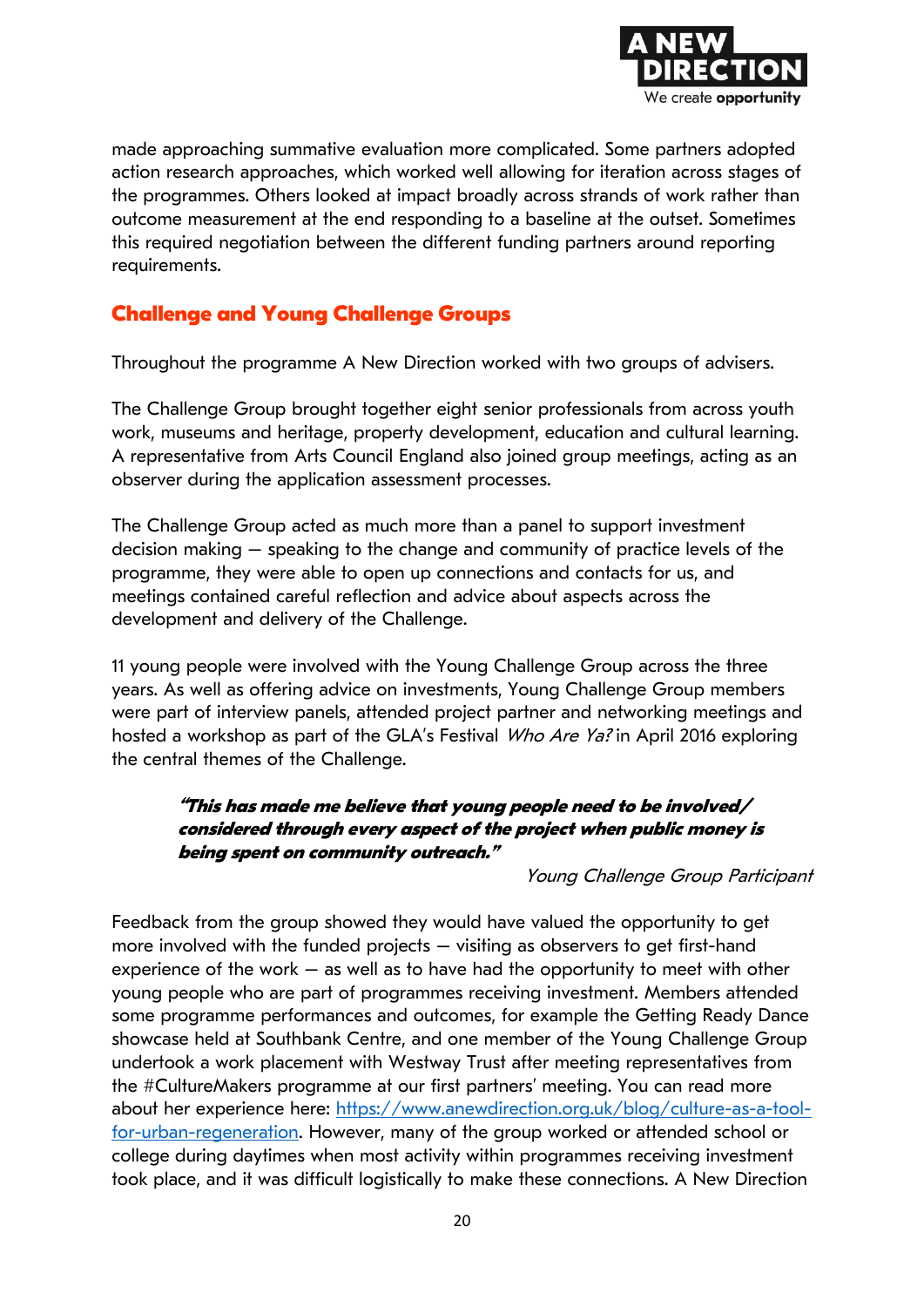made approaching summative evaluation more complicated. Some partners adopted action research approaches, which worked well allowing for iteration across stages of the programmes. Others looked at impact broadly across strands of work rather than outcome measurement at the end responding to a baseline at the outset. Sometimes this required negotiation between the different funding partners around reporting requirements.

## Challenge and Young Challenge Groups

Throughout the programme A New Direction worked with two groups of advisers.

The Challenge Group brought together eight senior professionals from across youth work, museums and heritage, property development, education and cultural learning. A representative from Arts Council England also joined group meetings, acting as an observer during the application assessment processes.

The Challenge Group acted as much more than a panel to support investment decision making – speaking to the change and community of practice levels of the programme, they were able to open up connections and contacts for us, and meetings contained careful reflection and advice about aspects across the development and delivery of the Challenge.

11 young people were involved with the Young Challenge Group across the three years. As well as offering advice on investments, Young Challenge Group members were part of interview panels, attended project partner and networking meetings and hosted a workshop as part of the GLA's Festival *Who Are Ya?* in April 2016 exploring the central themes of the Challenge.

> ***"This has made me believe that young people need to be involved/ considered through every aspect of the project when public money is being spent on community outreach."***
>
> *Young Challenge Group Participant*

Feedback from the group showed they would have valued the opportunity to get more involved with the funded projects – visiting as observers to get first-hand experience of the work – as well as to have had the opportunity to meet with other young people who are part of programmes receiving investment. Members attended some programme performances and outcomes, for example the Getting Ready Dance showcase held at Southbank Centre, and one member of the Young Challenge Group undertook a work placement with Westway Trust after meeting representatives from the #CultureMakers programme at our first partners' meeting. You can read more about her experience here: https://www.anewdirection.org.uk/blog/culture-as-a-tool-for-urban-regeneration. However, many of the group worked or attended school or college during daytimes when most activity within programmes receiving investment took place, and it was difficult logistically to make these connections. A New Direction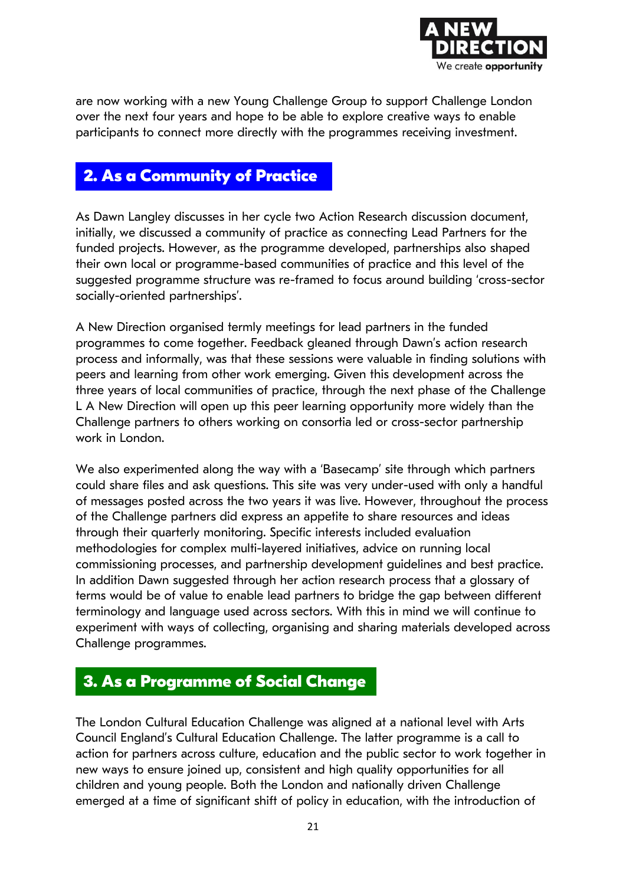are now working with a new Young Challenge Group to support Challenge London over the next four years and hope to be able to explore creative ways to enable participants to connect more directly with the programmes receiving investment.

## 2. As a Community of Practice

As Dawn Langley discusses in her cycle two Action Research discussion document, initially, we discussed a community of practice as connecting Lead Partners for the funded projects. However, as the programme developed, partnerships also shaped their own local or programme-based communities of practice and this level of the suggested programme structure was re-framed to focus around building 'cross-sector socially-oriented partnerships'.

A New Direction organised termly meetings for lead partners in the funded programmes to come together. Feedback gleaned through Dawn's action research process and informally, was that these sessions were valuable in finding solutions with peers and learning from other work emerging. Given this development across the three years of local communities of practice, through the next phase of the Challenge L A New Direction will open up this peer learning opportunity more widely than the Challenge partners to others working on consortia led or cross-sector partnership work in London.

We also experimented along the way with a 'Basecamp' site through which partners could share files and ask questions. This site was very under-used with only a handful of messages posted across the two years it was live. However, throughout the process of the Challenge partners did express an appetite to share resources and ideas through their quarterly monitoring. Specific interests included evaluation methodologies for complex multi-layered initiatives, advice on running local commissioning processes, and partnership development guidelines and best practice. In addition Dawn suggested through her action research process that a glossary of terms would be of value to enable lead partners to bridge the gap between different terminology and language used across sectors. With this in mind we will continue to experiment with ways of collecting, organising and sharing materials developed across Challenge programmes.

## 3. As a Programme of Social Change

The London Cultural Education Challenge was aligned at a national level with Arts Council England's Cultural Education Challenge. The latter programme is a call to action for partners across culture, education and the public sector to work together in new ways to ensure joined up, consistent and high quality opportunities for all children and young people. Both the London and nationally driven Challenge emerged at a time of significant shift of policy in education, with the introduction of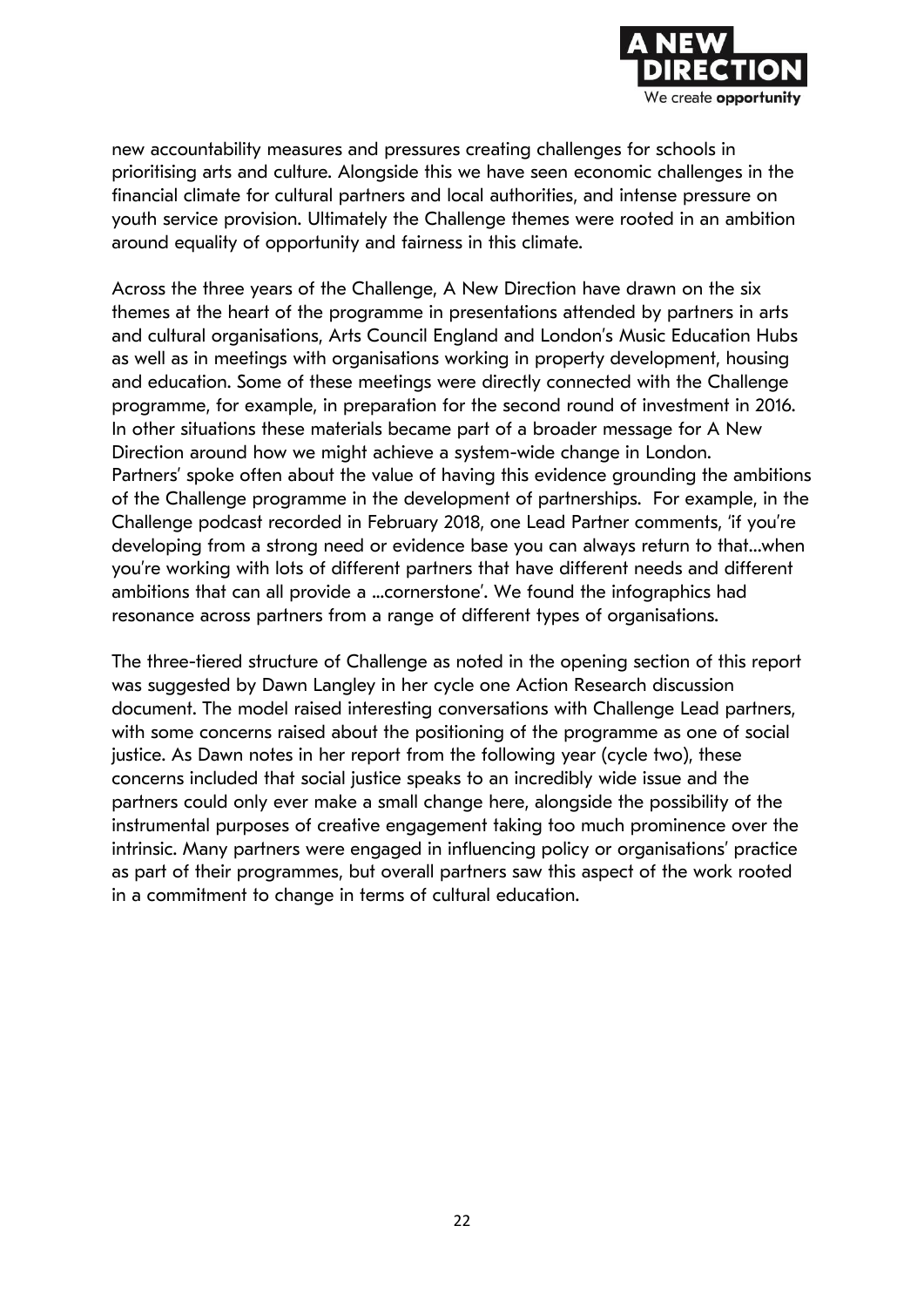new accountability measures and pressures creating challenges for schools in prioritising arts and culture. Alongside this we have seen economic challenges in the financial climate for cultural partners and local authorities, and intense pressure on youth service provision. Ultimately the Challenge themes were rooted in an ambition around equality of opportunity and fairness in this climate.

Across the three years of the Challenge, A New Direction have drawn on the six themes at the heart of the programme in presentations attended by partners in arts and cultural organisations, Arts Council England and London's Music Education Hubs as well as in meetings with organisations working in property development, housing and education. Some of these meetings were directly connected with the Challenge programme, for example, in preparation for the second round of investment in 2016. In other situations these materials became part of a broader message for A New Direction around how we might achieve a system-wide change in London. Partners' spoke often about the value of having this evidence grounding the ambitions of the Challenge programme in the development of partnerships. For example, in the Challenge podcast recorded in February 2018, one Lead Partner comments, 'if you're developing from a strong need or evidence base you can always return to that...when you're working with lots of different partners that have different needs and different ambitions that can all provide a ...cornerstone'. We found the infographics had resonance across partners from a range of different types of organisations.

The three-tiered structure of Challenge as noted in the opening section of this report was suggested by Dawn Langley in her cycle one Action Research discussion document. The model raised interesting conversations with Challenge Lead partners, with some concerns raised about the positioning of the programme as one of social justice. As Dawn notes in her report from the following year (cycle two), these concerns included that social justice speaks to an incredibly wide issue and the partners could only ever make a small change here, alongside the possibility of the instrumental purposes of creative engagement taking too much prominence over the intrinsic. Many partners were engaged in influencing policy or organisations' practice as part of their programmes, but overall partners saw this aspect of the work rooted in a commitment to change in terms of cultural education.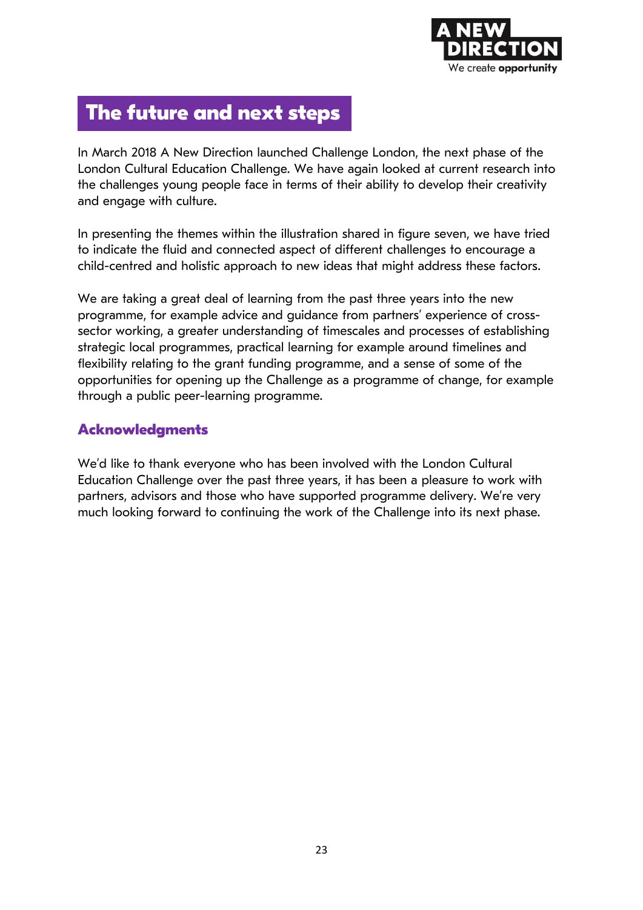# The future and next steps

In March 2018 A New Direction launched Challenge London, the next phase of the London Cultural Education Challenge. We have again looked at current research into the challenges young people face in terms of their ability to develop their creativity and engage with culture.

In presenting the themes within the illustration shared in figure seven, we have tried to indicate the fluid and connected aspect of different challenges to encourage a child-centred and holistic approach to new ideas that might address these factors.

We are taking a great deal of learning from the past three years into the new programme, for example advice and guidance from partners' experience of cross-sector working, a greater understanding of timescales and processes of establishing strategic local programmes, practical learning for example around timelines and flexibility relating to the grant funding programme, and a sense of some of the opportunities for opening up the Challenge as a programme of change, for example through a public peer-learning programme.

## Acknowledgments

We'd like to thank everyone who has been involved with the London Cultural Education Challenge over the past three years, it has been a pleasure to work with partners, advisors and those who have supported programme delivery. We're very much looking forward to continuing the work of the Challenge into its next phase.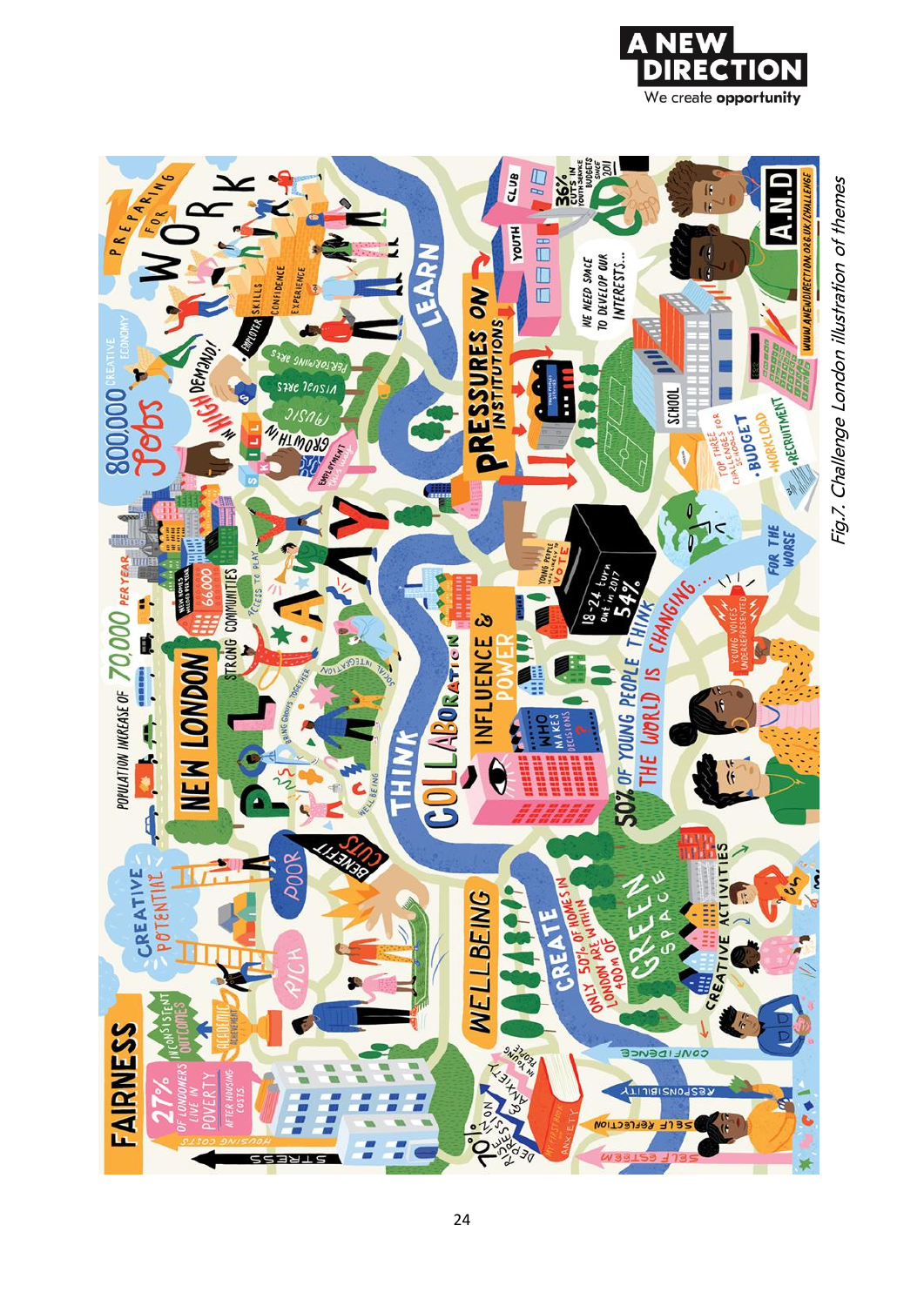Fig.7. Challenge London illustration of themes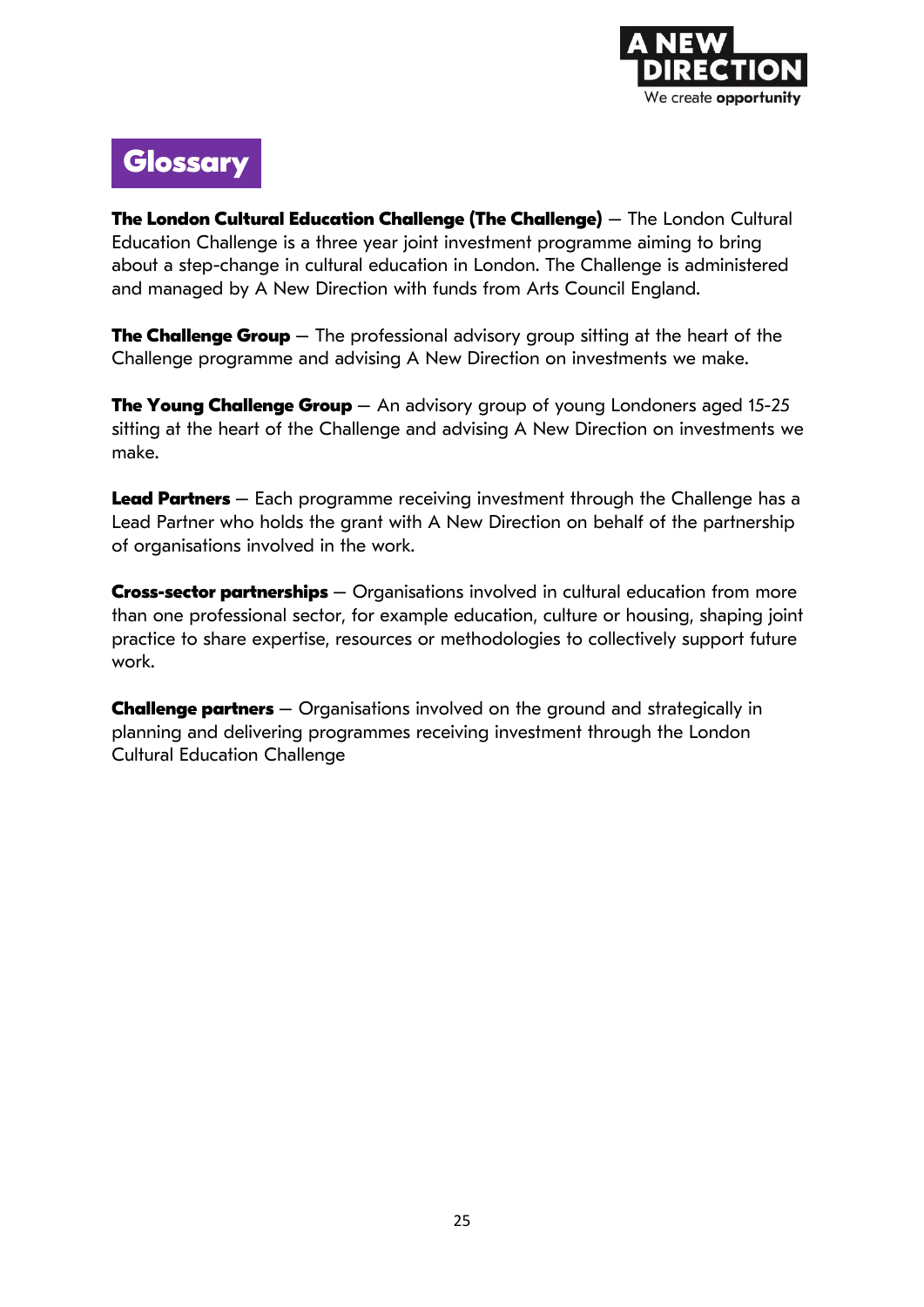# Glossary

**The London Cultural Education Challenge (The Challenge)** – The London Cultural Education Challenge is a three year joint investment programme aiming to bring about a step-change in cultural education in London. The Challenge is administered and managed by A New Direction with funds from Arts Council England.

**The Challenge Group** – The professional advisory group sitting at the heart of the Challenge programme and advising A New Direction on investments we make.

**The Young Challenge Group** – An advisory group of young Londoners aged 15-25 sitting at the heart of the Challenge and advising A New Direction on investments we make.

**Lead Partners** – Each programme receiving investment through the Challenge has a Lead Partner who holds the grant with A New Direction on behalf of the partnership of organisations involved in the work.

**Cross-sector partnerships** – Organisations involved in cultural education from more than one professional sector, for example education, culture or housing, shaping joint practice to share expertise, resources or methodologies to collectively support future work.

**Challenge partners** – Organisations involved on the ground and strategically in planning and delivering programmes receiving investment through the London Cultural Education Challenge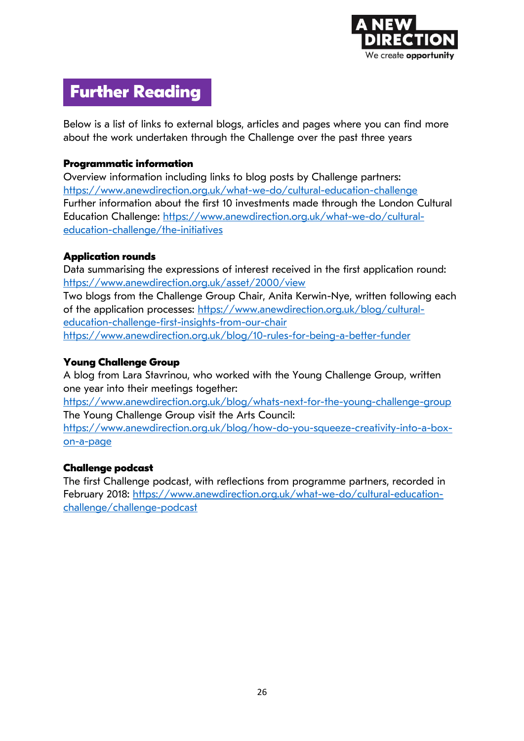# Further Reading

Below is a list of links to external blogs, articles and pages where you can find more about the work undertaken through the Challenge over the past three years

**Programmatic information**

Overview information including links to blog posts by Challenge partners: https://www.anewdirection.org.uk/what-we-do/cultural-education-challenge

Further information about the first 10 investments made through the London Cultural Education Challenge: https://www.anewdirection.org.uk/what-we-do/cultural-education-challenge/the-initiatives

**Application rounds**

Data summarising the expressions of interest received in the first application round: https://www.anewdirection.org.uk/asset/2000/view

Two blogs from the Challenge Group Chair, Anita Kerwin-Nye, written following each of the application processes: https://www.anewdirection.org.uk/blog/cultural-education-challenge-first-insights-from-our-chair

https://www.anewdirection.org.uk/blog/10-rules-for-being-a-better-funder

**Young Challenge Group**

A blog from Lara Stavrinou, who worked with the Young Challenge Group, written one year into their meetings together:

https://www.anewdirection.org.uk/blog/whats-next-for-the-young-challenge-group

The Young Challenge Group visit the Arts Council:

https://www.anewdirection.org.uk/blog/how-do-you-squeeze-creativity-into-a-box-on-a-page

**Challenge podcast**

The first Challenge podcast, with reflections from programme partners, recorded in February 2018: https://www.anewdirection.org.uk/what-we-do/cultural-education-challenge/challenge-podcast